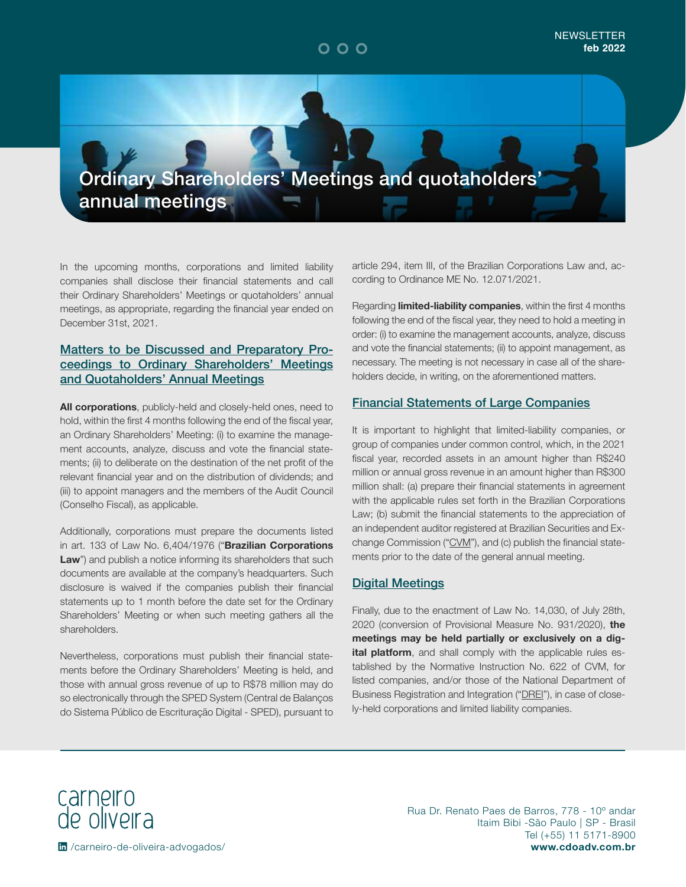NEWSLETTER
**feb 2022**

# Ordinary Shareholders' Meetings and quotaholders' annual meetings

In the upcoming months, corporations and limited liability companies shall disclose their financial statements and call their Ordinary Shareholders' Meetings or quotaholders' annual meetings, as appropriate, regarding the financial year ended on December 31st, 2021.

## Matters to be Discussed and Preparatory Proceedings to Ordinary Shareholders' Meetings and Quotaholders' Annual Meetings

**All corporations**, publicly-held and closely-held ones, need to hold, within the first 4 months following the end of the fiscal year, an Ordinary Shareholders' Meeting: (i) to examine the management accounts, analyze, discuss and vote the financial statements; (ii) to deliberate on the destination of the net profit of the relevant financial year and on the distribution of dividends; and (iii) to appoint managers and the members of the Audit Council (Conselho Fiscal), as applicable.

Additionally, corporations must prepare the documents listed in art. 133 of Law No. 6,404/1976 ("**Brazilian Corporations Law**") and publish a notice informing its shareholders that such documents are available at the company's headquarters. Such disclosure is waived if the companies publish their financial statements up to 1 month before the date set for the Ordinary Shareholders' Meeting or when such meeting gathers all the shareholders.

Nevertheless, corporations must publish their financial statements before the Ordinary Shareholders' Meeting is held, and those with annual gross revenue of up to R$78 million may do so electronically through the SPED System (Central de Balanços do Sistema Público de Escrituração Digital - SPED), pursuant to article 294, item III, of the Brazilian Corporations Law and, according to Ordinance ME No. 12.071/2021.

Regarding **limited-liability companies**, within the first 4 months following the end of the fiscal year, they need to hold a meeting in order: (i) to examine the management accounts, analyze, discuss and vote the financial statements; (ii) to appoint management, as necessary. The meeting is not necessary in case all of the shareholders decide, in writing, on the aforementioned matters.

## Financial Statements of Large Companies

It is important to highlight that limited-liability companies, or group of companies under common control, which, in the 2021 fiscal year, recorded assets in an amount higher than R$240 million or annual gross revenue in an amount higher than R$300 million shall: (a) prepare their financial statements in agreement with the applicable rules set forth in the Brazilian Corporations Law; (b) submit the financial statements to the appreciation of an independent auditor registered at Brazilian Securities and Exchange Commission ("CVM"), and (c) publish the financial statements prior to the date of the general annual meeting.

## Digital Meetings

Finally, due to the enactment of Law No. 14,030, of July 28th, 2020 (conversion of Provisional Measure No. 931/2020), **the meetings may be held partially or exclusively on a digital platform**, and shall comply with the applicable rules established by the Normative Instruction No. 622 of CVM, for listed companies, and/or those of the National Department of Business Registration and Integration ("DREI"), in case of closely-held corporations and limited liability companies.

carneiro de oliveira

/carneiro-de-oliveira-advogados/

Rua Dr. Renato Paes de Barros, 778 - 10º andar
Itaim Bibi -São Paulo | SP - Brasil
Tel (+55) 11 5171-8900
**www.cdoadv.com.br**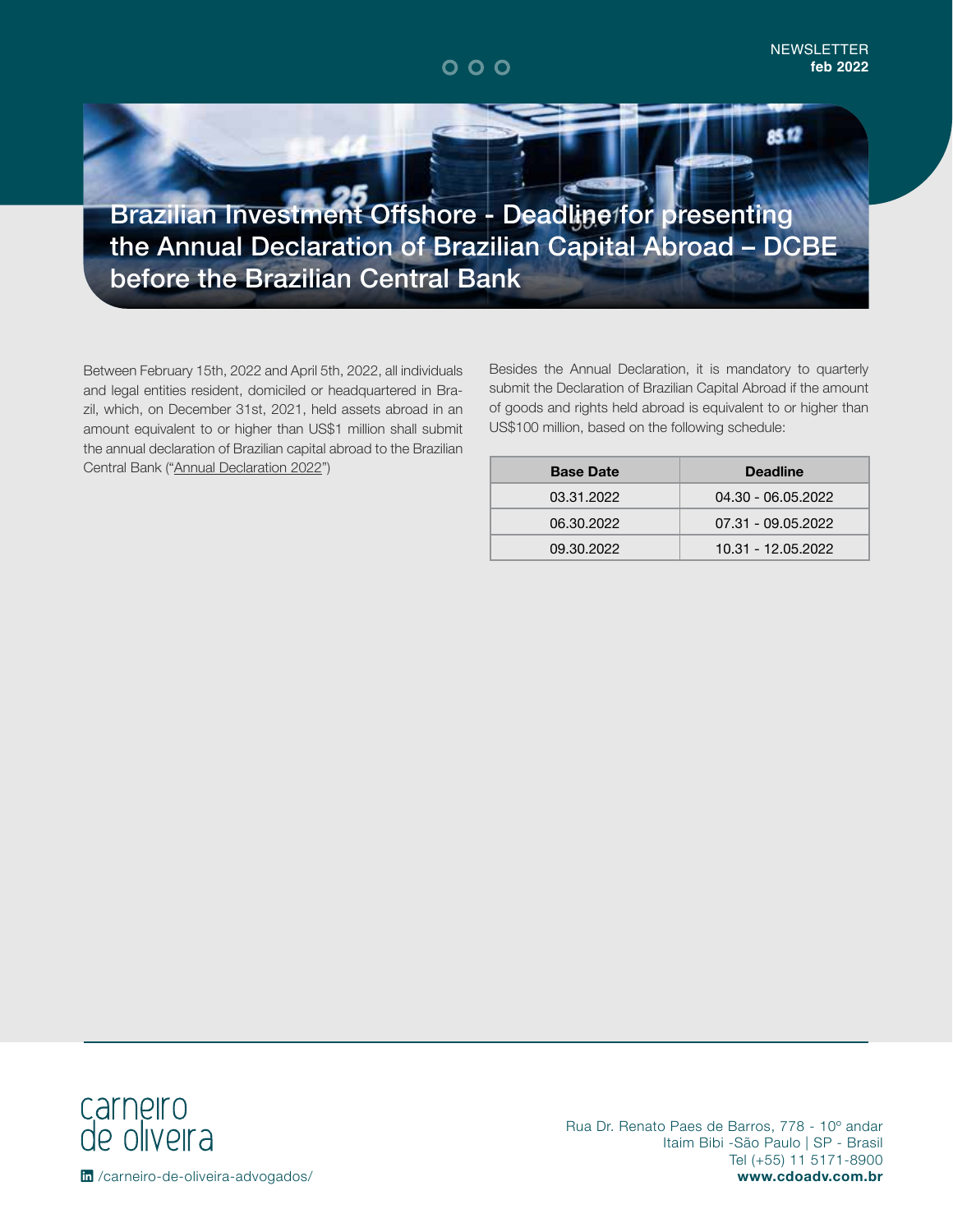# Brazilian Investment Offshore - Deadline for presenting the Annual Declaration of Brazilian Capital Abroad – DCBE before the Brazilian Central Bank

Between February 15th, 2022 and April 5th, 2022, all individuals and legal entities resident, domiciled or headquartered in Brazil, which, on December 31st, 2021, held assets abroad in an amount equivalent to or higher than US$1 million shall submit the annual declaration of Brazilian capital abroad to the Brazilian Central Bank ("Annual Declaration 2022")

Besides the Annual Declaration, it is mandatory to quarterly submit the Declaration of Brazilian Capital Abroad if the amount of goods and rights held abroad is equivalent to or higher than US$100 million, based on the following schedule:

| Base Date | Deadline |
|---|---|
| 03.31.2022 | 04.30 - 06.05.2022 |
| 06.30.2022 | 07.31 - 09.05.2022 |
| 09.30.2022 | 10.31 - 12.05.2022 |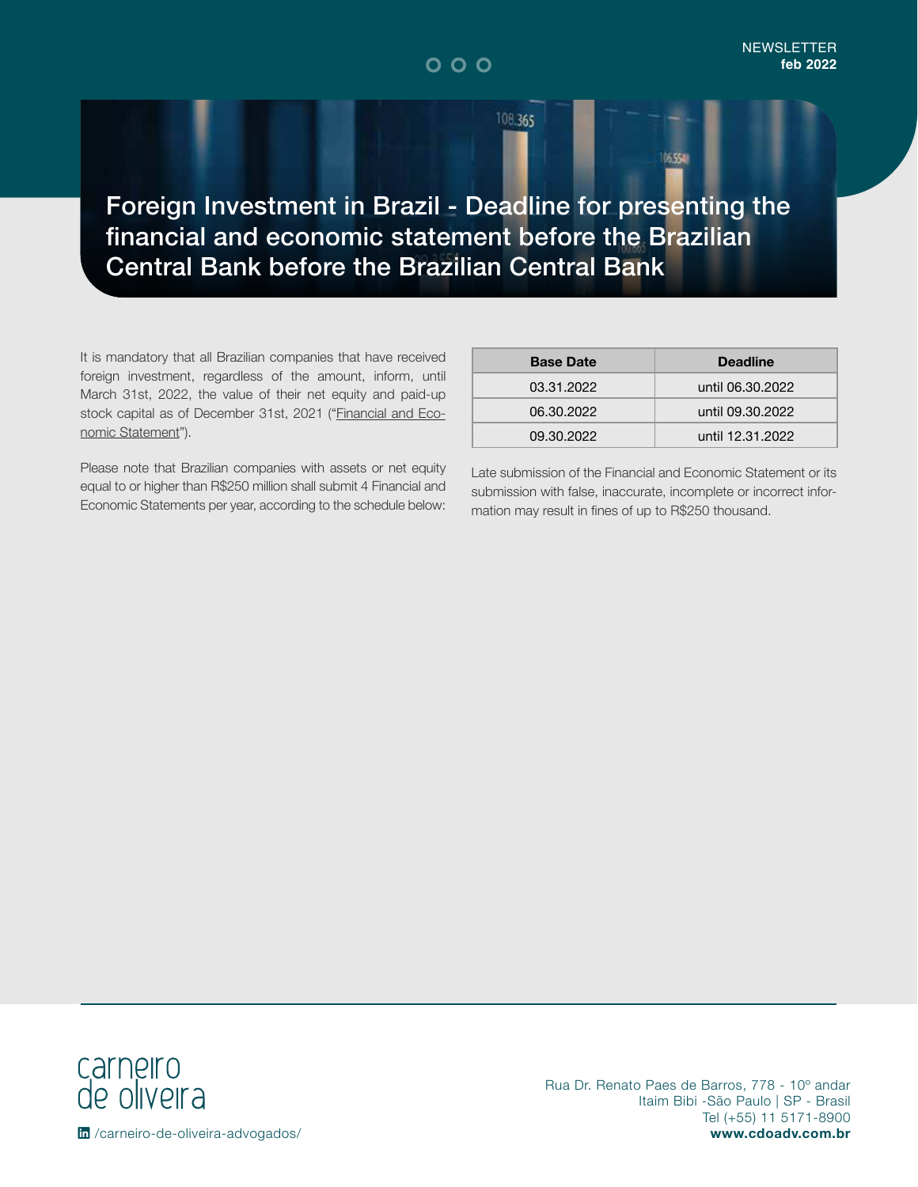# Foreign Investment in Brazil - Deadline for presenting the financial and economic statement before the Brazilian Central Bank before the Brazilian Central Bank

It is mandatory that all Brazilian companies that have received foreign investment, regardless of the amount, inform, until March 31st, 2022, the value of their net equity and paid-up stock capital as of December 31st, 2021 ("Financial and Economic Statement").

Please note that Brazilian companies with assets or net equity equal to or higher than R$250 million shall submit 4 Financial and Economic Statements per year, according to the schedule below:

| Base Date | Deadline |
|---|---|
| 03.31.2022 | until 06.30.2022 |
| 06.30.2022 | until 09.30.2022 |
| 09.30.2022 | until 12.31.2022 |

Late submission of the Financial and Economic Statement or its submission with false, inaccurate, incomplete or incorrect information may result in fines of up to R$250 thousand.

carneiro de oliveira

/carneiro-de-oliveira-advogados/

Rua Dr. Renato Paes de Barros, 778 - 10º andar
Itaim Bibi -São Paulo | SP - Brasil
Tel (+55) 11 5171-8900
**www.cdoadv.com.br**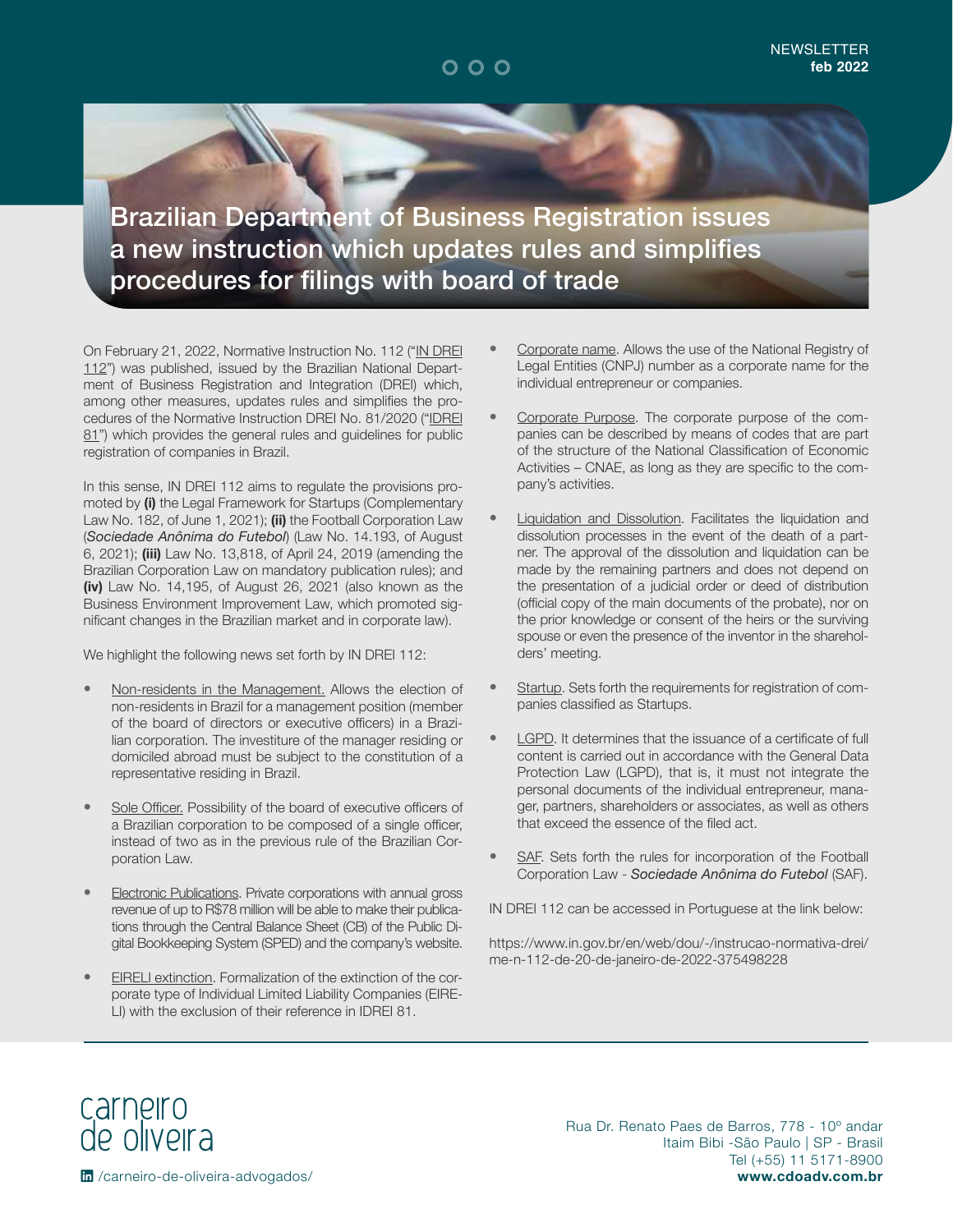# Brazilian Department of Business Registration issues a new instruction which updates rules and simplifies procedures for filings with board of trade

On February 21, 2022, Normative Instruction No. 112 ("IN DREI 112") was published, issued by the Brazilian National Department of Business Registration and Integration (DREI) which, among other measures, updates rules and simplifies the procedures of the Normative Instruction DREI No. 81/2020 ("IDREI 81") which provides the general rules and guidelines for public registration of companies in Brazil.

In this sense, IN DREI 112 aims to regulate the provisions promoted by **(i)** the Legal Framework for Startups (Complementary Law No. 182, of June 1, 2021); **(ii)** the Football Corporation Law (*Sociedade Anônima do Futebol*) (Law No. 14.193, of August 6, 2021); **(iii)** Law No. 13,818, of April 24, 2019 (amending the Brazilian Corporation Law on mandatory publication rules); and **(iv)** Law No. 14,195, of August 26, 2021 (also known as the Business Environment Improvement Law, which promoted significant changes in the Brazilian market and in corporate law).

We highlight the following news set forth by IN DREI 112:

- Non-residents in the Management. Allows the election of non-residents in Brazil for a management position (member of the board of directors or executive officers) in a Brazilian corporation. The investiture of the manager residing or domiciled abroad must be subject to the constitution of a representative residing in Brazil.

- Sole Officer. Possibility of the board of executive officers of a Brazilian corporation to be composed of a single officer, instead of two as in the previous rule of the Brazilian Corporation Law.

- Electronic Publications. Private corporations with annual gross revenue of up to R$78 million will be able to make their publications through the Central Balance Sheet (CB) of the Public Digital Bookkeeping System (SPED) and the company's website.

- EIRELI extinction. Formalization of the extinction of the corporate type of Individual Limited Liability Companies (EIRELI) with the exclusion of their reference in IDREI 81.

- Corporate name. Allows the use of the National Registry of Legal Entities (CNPJ) number as a corporate name for the individual entrepreneur or companies.

- Corporate Purpose. The corporate purpose of the companies can be described by means of codes that are part of the structure of the National Classification of Economic Activities – CNAE, as long as they are specific to the company's activities.

- Liquidation and Dissolution. Facilitates the liquidation and dissolution processes in the event of the death of a partner. The approval of the dissolution and liquidation can be made by the remaining partners and does not depend on the presentation of a judicial order or deed of distribution (official copy of the main documents of the probate), nor on the prior knowledge or consent of the heirs or the surviving spouse or even the presence of the inventor in the shareholders' meeting.

- Startup. Sets forth the requirements for registration of companies classified as Startups.

- LGPD. It determines that the issuance of a certificate of full content is carried out in accordance with the General Data Protection Law (LGPD), that is, it must not integrate the personal documents of the individual entrepreneur, manager, partners, shareholders or associates, as well as others that exceed the essence of the filed act.

- SAF. Sets forth the rules for incorporation of the Football Corporation Law - *Sociedade Anônima do Futebol* (SAF).

IN DREI 112 can be accessed in Portuguese at the link below:

https://www.in.gov.br/en/web/dou/-/instrucao-normativa-drei/me-n-112-de-20-de-janeiro-de-2022-375498228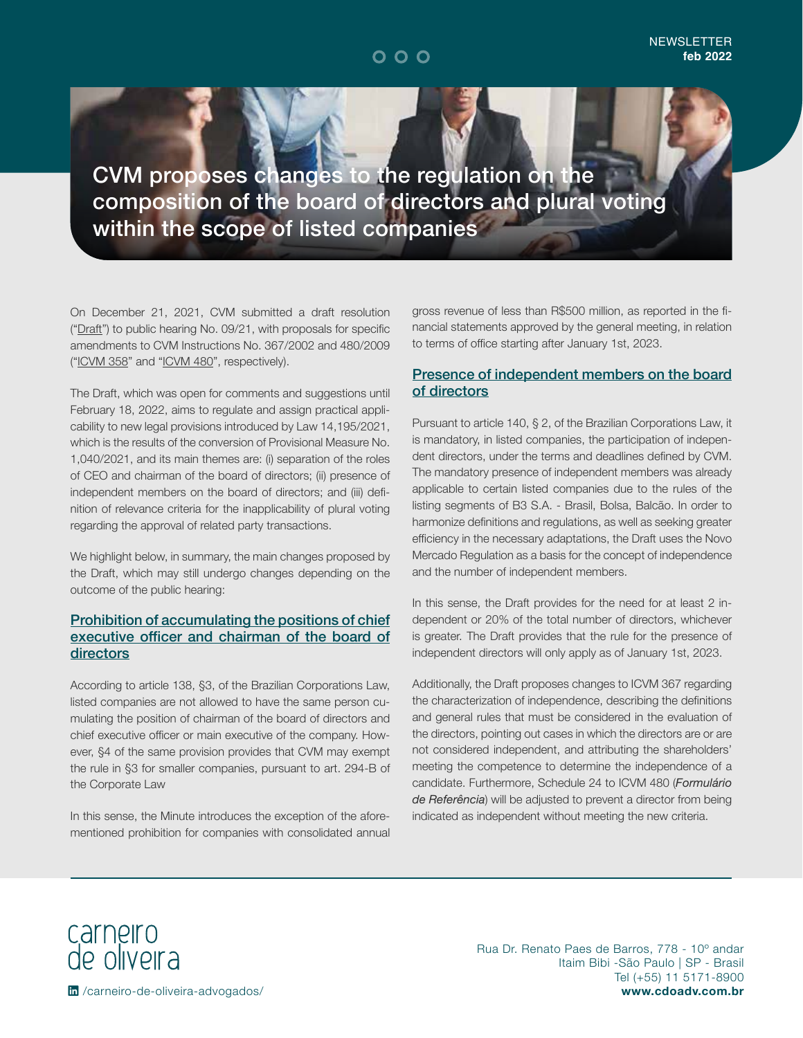# CVM proposes changes to the regulation on the composition of the board of directors and plural voting within the scope of listed companies

On December 21, 2021, CVM submitted a draft resolution ("Draft") to public hearing No. 09/21, with proposals for specific amendments to CVM Instructions No. 367/2002 and 480/2009 ("ICVM 358" and "ICVM 480", respectively).

The Draft, which was open for comments and suggestions until February 18, 2022, aims to regulate and assign practical applicability to new legal provisions introduced by Law 14,195/2021, which is the results of the conversion of Provisional Measure No. 1,040/2021, and its main themes are: (i) separation of the roles of CEO and chairman of the board of directors; (ii) presence of independent members on the board of directors; and (iii) definition of relevance criteria for the inapplicability of plural voting regarding the approval of related party transactions.

We highlight below, in summary, the main changes proposed by the Draft, which may still undergo changes depending on the outcome of the public hearing:

## Prohibition of accumulating the positions of chief executive officer and chairman of the board of directors

According to article 138, §3, of the Brazilian Corporations Law, listed companies are not allowed to have the same person cumulating the position of chairman of the board of directors and chief executive officer or main executive of the company. However, §4 of the same provision provides that CVM may exempt the rule in §3 for smaller companies, pursuant to art. 294-B of the Corporate Law

In this sense, the Minute introduces the exception of the aforementioned prohibition for companies with consolidated annual gross revenue of less than R$500 million, as reported in the financial statements approved by the general meeting, in relation to terms of office starting after January 1st, 2023.

## Presence of independent members on the board of directors

Pursuant to article 140, § 2, of the Brazilian Corporations Law, it is mandatory, in listed companies, the participation of independent directors, under the terms and deadlines defined by CVM. The mandatory presence of independent members was already applicable to certain listed companies due to the rules of the listing segments of B3 S.A. - Brasil, Bolsa, Balcão. In order to harmonize definitions and regulations, as well as seeking greater efficiency in the necessary adaptations, the Draft uses the Novo Mercado Regulation as a basis for the concept of independence and the number of independent members.

In this sense, the Draft provides for the need for at least 2 independent or 20% of the total number of directors, whichever is greater. The Draft provides that the rule for the presence of independent directors will only apply as of January 1st, 2023.

Additionally, the Draft proposes changes to ICVM 367 regarding the characterization of independence, describing the definitions and general rules that must be considered in the evaluation of the directors, pointing out cases in which the directors are or are not considered independent, and attributing the shareholders' meeting the competence to determine the independence of a candidate. Furthermore, Schedule 24 to ICVM 480 (*Formulário de Referência*) will be adjusted to prevent a director from being indicated as independent without meeting the new criteria.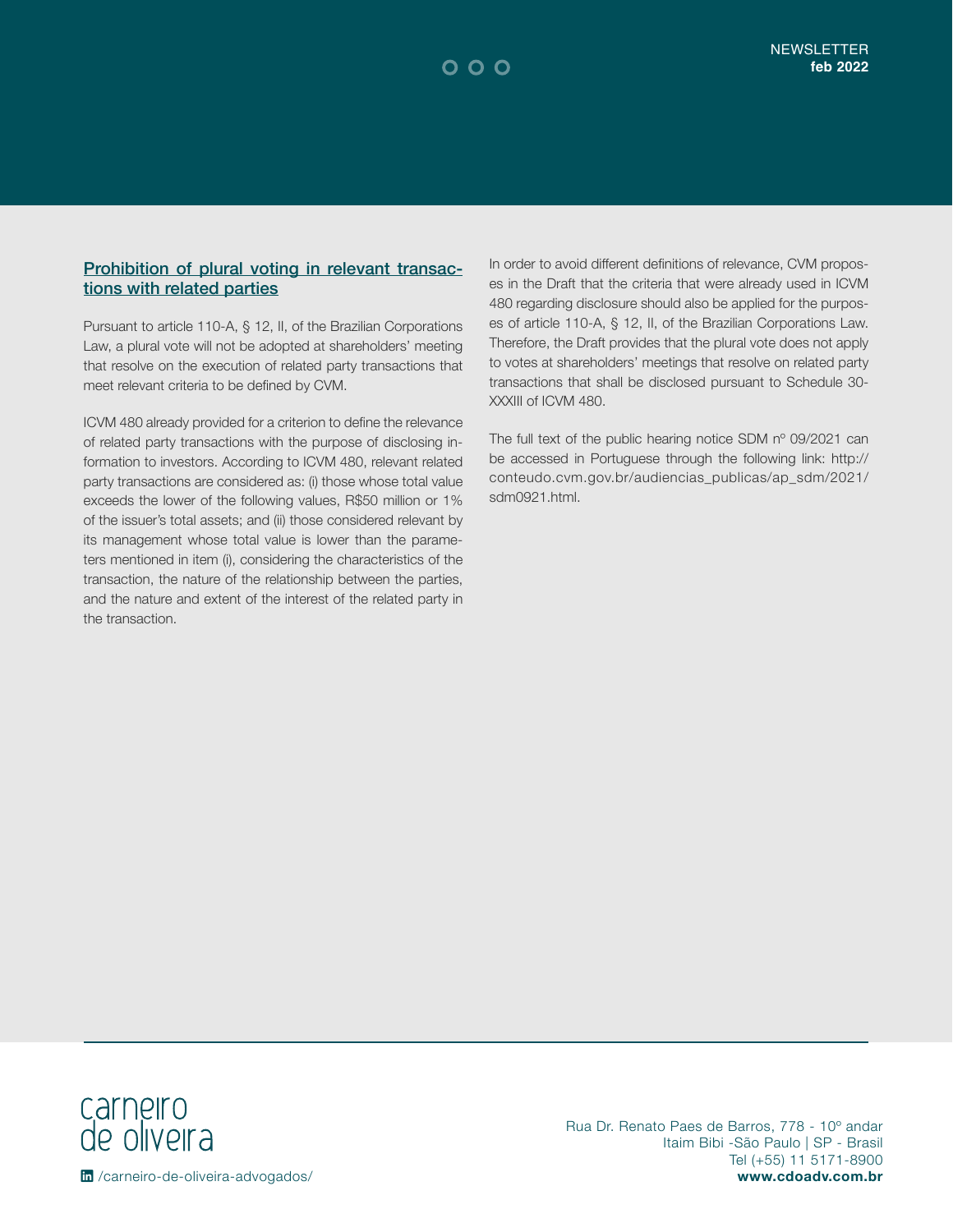## Prohibition of plural voting in relevant transactions with related parties

Pursuant to article 110-A, § 12, II, of the Brazilian Corporations Law, a plural vote will not be adopted at shareholders' meeting that resolve on the execution of related party transactions that meet relevant criteria to be defined by CVM.

ICVM 480 already provided for a criterion to define the relevance of related party transactions with the purpose of disclosing information to investors. According to ICVM 480, relevant related party transactions are considered as: (i) those whose total value exceeds the lower of the following values, R$50 million or 1% of the issuer's total assets; and (ii) those considered relevant by its management whose total value is lower than the parameters mentioned in item (i), considering the characteristics of the transaction, the nature of the relationship between the parties, and the nature and extent of the interest of the related party in the transaction.

In order to avoid different definitions of relevance, CVM proposes in the Draft that the criteria that were already used in ICVM 480 regarding disclosure should also be applied for the purposes of article 110-A, § 12, II, of the Brazilian Corporations Law. Therefore, the Draft provides that the plural vote does not apply to votes at shareholders' meetings that resolve on related party transactions that shall be disclosed pursuant to Schedule 30-XXXIII of ICVM 480.

The full text of the public hearing notice SDM nº 09/2021 can be accessed in Portuguese through the following link: http://conteudo.cvm.gov.br/audiencias_publicas/ap_sdm/2021/sdm0921.html.